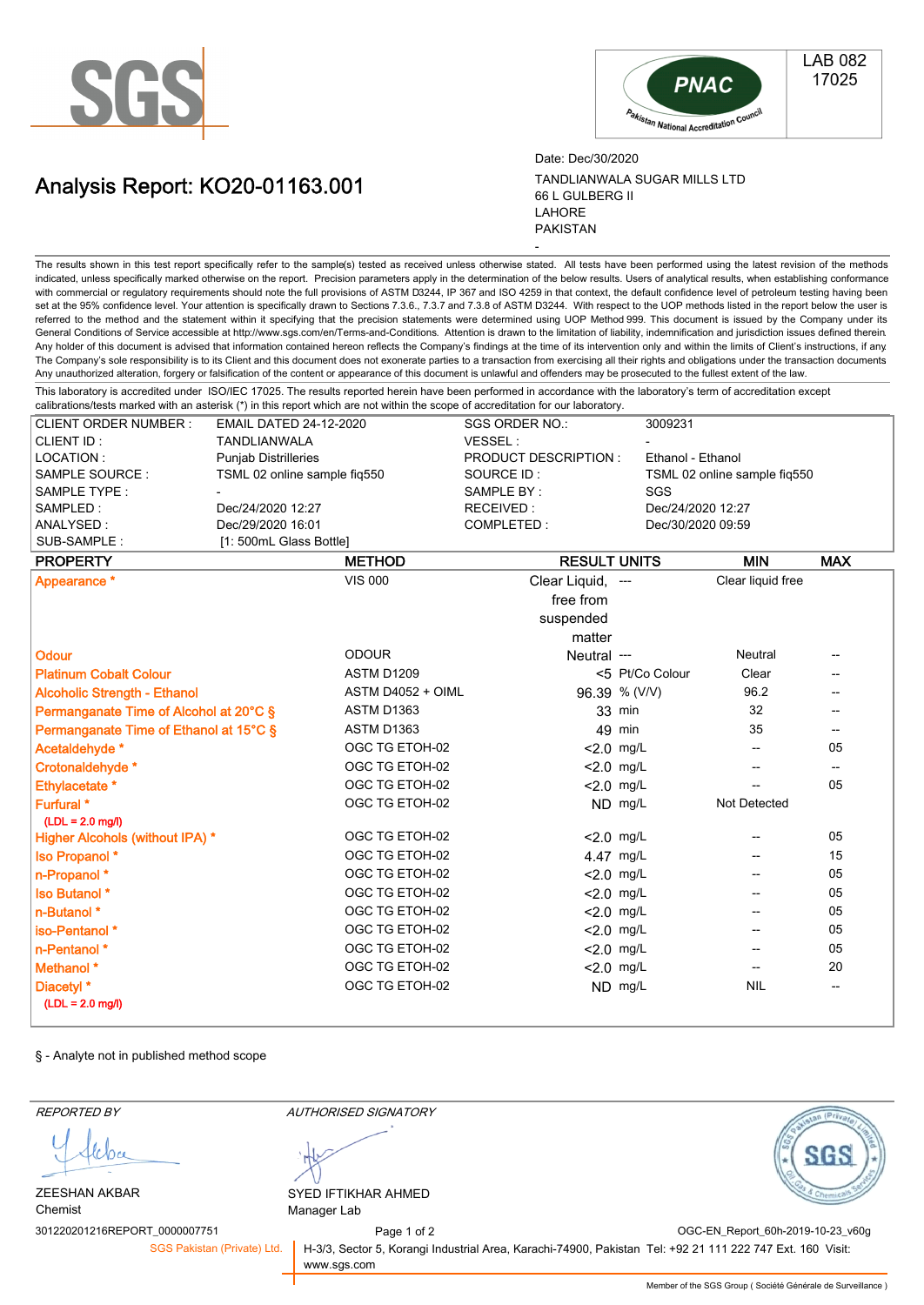SGS

PNAC — Pakistan National Accreditation Council | LAB 082 17025

# Analysis Report: KO20-01163.001

Date: Dec/30/2020

TANDLIANWALA SUGAR MILLS LTD
66 L GULBERG II
LAHORE
PAKISTAN
-

The results shown in this test report specifically refer to the sample(s) tested as received unless otherwise stated. All tests have been performed using the latest revision of the methods indicated, unless specifically marked otherwise on the report. Precision parameters apply in the determination of the below results. Users of analytical results, when establishing conformance with commercial or regulatory requirements should note the full provisions of ASTM D3244, IP 367 and ISO 4259 in that context, the default confidence level of petroleum testing having been set at the 95% confidence level. Your attention is specifically drawn to Sections 7.3.6., 7.3.7 and 7.3.8 of ASTM D3244. With respect to the UOP methods listed in the report below the user is referred to the method and the statement within it specifying that the precision statements were determined using UOP Method 999. This document is issued by the Company under its General Conditions of Service accessible at http://www.sgs.com/en/Terms-and-Conditions. Attention is drawn to the limitation of liability, indemnification and jurisdiction issues defined therein. Any holder of this document is advised that information contained hereon reflects the Company's findings at the time of its intervention only and within the limits of Client's instructions, if any. The Company's sole responsibility is to its Client and this document does not exonerate parties to a transaction from exercising all their rights and obligations under the transaction documents Any unauthorized alteration, forgery or falsification of the content or appearance of this document is unlawful and offenders may be prosecuted to the fullest extent of the law.

This laboratory is accredited under ISO/IEC 17025. The results reported herein have been performed in accordance with the laboratory's term of accreditation except calibrations/tests marked with an asterisk (*) in this report which are not within the scope of accreditation for our laboratory.

| | | | |
|---|---|---|---|
| CLIENT ORDER NUMBER : | EMAIL DATED 24-12-2020 | SGS ORDER NO.: | 3009231 |
| CLIENT ID : | TANDLIANWALA | VESSEL : | - |
| LOCATION : | Punjab Distrilleries | PRODUCT DESCRIPTION : | Ethanol - Ethanol |
| SAMPLE SOURCE : | TSML 02 online sample fiq550 | SOURCE ID : | TSML 02 online sample fiq550 |
| SAMPLE TYPE : | - | SAMPLE BY : | SGS |
| SAMPLED : | Dec/24/2020 12:27 | RECEIVED : | Dec/24/2020 12:27 |
| ANALYSED : | Dec/29/2020 16:01 | COMPLETED : | Dec/30/2020 09:59 |
| SUB-SAMPLE : | [1: 500mL Glass Bottle] | | |

| PROPERTY | METHOD | RESULT | UNITS | MIN | MAX |
|---|---|---|---|---|---|
| Appearance * | VIS 000 | Clear Liquid, free from suspended matter | --- | Clear liquid free | |
| Odour | ODOUR | Neutral | --- | Neutral | -- |
| Platinum Cobalt Colour | ASTM D1209 | <5 | Pt/Co Colour | Clear | -- |
| Alcoholic Strength - Ethanol | ASTM D4052 + OIML | 96.39 | % (V/V) | 96.2 | -- |
| Permanganate Time of Alcohol at 20°C § | ASTM D1363 | 33 | min | 32 | -- |
| Permanganate Time of Ethanol at 15°C § | ASTM D1363 | 49 | min | 35 | -- |
| Acetaldehyde * | OGC TG ETOH-02 | <2.0 | mg/L | -- | 05 |
| Crotonaldehyde * | OGC TG ETOH-02 | <2.0 | mg/L | -- | -- |
| Ethylacetate * | OGC TG ETOH-02 | <2.0 | mg/L | -- | 05 |
| Furfural * (LDL = 2.0 mg/l) | OGC TG ETOH-02 | ND | mg/L | Not Detected | |
| Higher Alcohols (without IPA) * | OGC TG ETOH-02 | <2.0 | mg/L | -- | 05 |
| Iso Propanol * | OGC TG ETOH-02 | 4.47 | mg/L | -- | 15 |
| n-Propanol * | OGC TG ETOH-02 | <2.0 | mg/L | -- | 05 |
| Iso Butanol * | OGC TG ETOH-02 | <2.0 | mg/L | -- | 05 |
| n-Butanol * | OGC TG ETOH-02 | <2.0 | mg/L | -- | 05 |
| iso-Pentanol * | OGC TG ETOH-02 | <2.0 | mg/L | -- | 05 |
| n-Pentanol * | OGC TG ETOH-02 | <2.0 | mg/L | -- | 05 |
| Methanol * | OGC TG ETOH-02 | <2.0 | mg/L | -- | 20 |
| Diacetyl * (LDL = 2.0 mg/l) | OGC TG ETOH-02 | ND | mg/L | NIL | -- |

§ - Analyte not in published method scope

*REPORTED BY*

ZEESHAN AKBAR
Chemist

*AUTHORISED SIGNATORY*

SYED IFTIKHAR AHMED
Manager Lab

301220201216REPORT_0000007751

OGC-EN_Report_60h-2019-10-23_v60g

SGS Pakistan (Private) Ltd. | H-3/3, Sector 5, Korangi Industrial Area, Karachi-74900, Pakistan Tel: +92 21 111 222 747 Ext. 160 Visit: www.sgs.com

Member of the SGS Group ( Société Générale de Surveillance )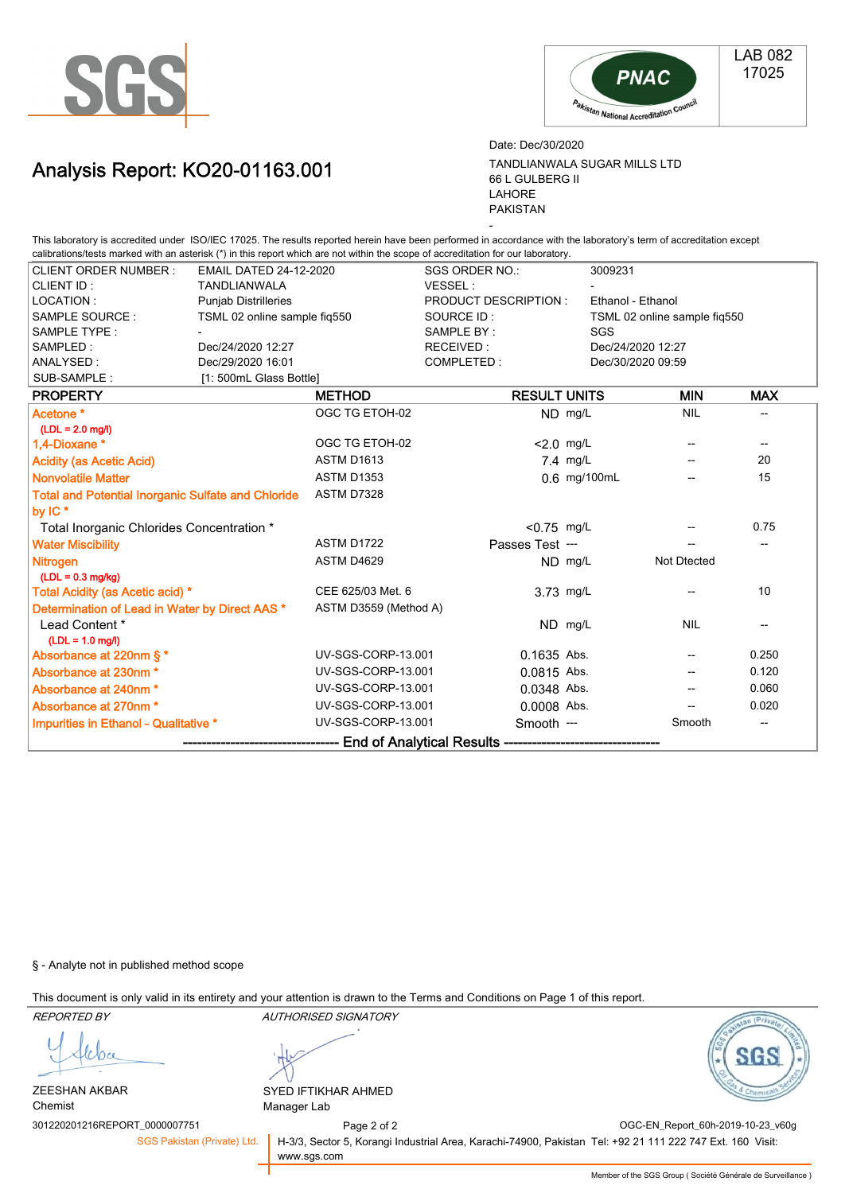SGS

PNAC
Pakistan National Accreditation Council

LAB 082
17025

# Analysis Report: KO20-01163.001

Date: Dec/30/2020

TANDLIANWALA SUGAR MILLS LTD
66 L GULBERG II
LAHORE
PAKISTAN

This laboratory is accredited under ISO/IEC 17025. The results reported herein have been performed in accordance with the laboratory's term of accreditation except calibrations/tests marked with an asterisk (*) in this report which are not within the scope of accreditation for our laboratory.

| | | | |
|---|---|---|---|
| CLIENT ORDER NUMBER : | EMAIL DATED 24-12-2020 | SGS ORDER NO.: | 3009231 |
| CLIENT ID : | TANDLIANWALA | VESSEL : | - |
| LOCATION : | Punjab Distrilleries | PRODUCT DESCRIPTION : | Ethanol - Ethanol |
| SAMPLE SOURCE : | TSML 02 online sample fiq550 | SOURCE ID : | TSML 02 online sample fiq550 |
| SAMPLE TYPE : | - | SAMPLE BY : | SGS |
| SAMPLED : | Dec/24/2020 12:27 | RECEIVED : | Dec/24/2020 12:27 |
| ANALYSED : | Dec/29/2020 16:01 | COMPLETED : | Dec/30/2020 09:59 |
| SUB-SAMPLE : | [1: 500mL Glass Bottle] | | |

| PROPERTY | METHOD | RESULT | UNITS | MIN | MAX |
|---|---|---|---|---|---|
| Acetone * (LDL = 2.0 mg/l) | OGC TG ETOH-02 | ND | mg/L | NIL | -- |
| 1,4-Dioxane * | OGC TG ETOH-02 | <2.0 | mg/L | -- | -- |
| Acidity (as Acetic Acid) | ASTM D1613 | 7.4 | mg/L | -- | 20 |
| Nonvolatile Matter | ASTM D1353 | 0.6 | mg/100mL | -- | 15 |
| Total and Potential Inorganic Sulfate and Chloride by IC * | ASTM D7328 | | | | |
| Total Inorganic Chlorides Concentration * | | <0.75 | mg/L | -- | 0.75 |
| Water Miscibility | ASTM D1722 | Passes Test | --- | -- | -- |
| Nitrogen (LDL = 0.3 mg/kg) | ASTM D4629 | ND | mg/L | Not Dtected | |
| Total Acidity (as Acetic acid) * | CEE 625/03 Met. 6 | 3.73 | mg/L | -- | 10 |
| Determination of Lead in Water by Direct AAS * | ASTM D3559 (Method A) | | | | |
| Lead Content * (LDL = 1.0 mg/l) | | ND | mg/L | NIL | -- |
| Absorbance at 220nm § * | UV-SGS-CORP-13.001 | 0.1635 | Abs. | -- | 0.250 |
| Absorbance at 230nm * | UV-SGS-CORP-13.001 | 0.0815 | Abs. | -- | 0.120 |
| Absorbance at 240nm * | UV-SGS-CORP-13.001 | 0.0348 | Abs. | -- | 0.060 |
| Absorbance at 270nm * | UV-SGS-CORP-13.001 | 0.0008 | Abs. | -- | 0.020 |
| Impurities in Ethanol - Qualitative * | UV-SGS-CORP-13.001 | Smooth | --- | Smooth | -- |

-------------------------------- End of Analytical Results --------------------------------

§ - Analyte not in published method scope

This document is only valid in its entirety and your attention is drawn to the Terms and Conditions on Page 1 of this report.

*REPORTED BY*

ZEESHAN AKBAR
Chemist

*AUTHORISED SIGNATORY*

SYED IFTIKHAR AHMED
Manager Lab

301220201216REPORT_0000007751

OGC-EN_Report_60h-2019-10-23_v60g

SGS Pakistan (Private) Ltd. | H-3/3, Sector 5, Korangi Industrial Area, Karachi-74900, Pakistan Tel: +92 21 111 222 747 Ext. 160 Visit: www.sgs.com

Member of the SGS Group ( Société Générale de Surveillance )